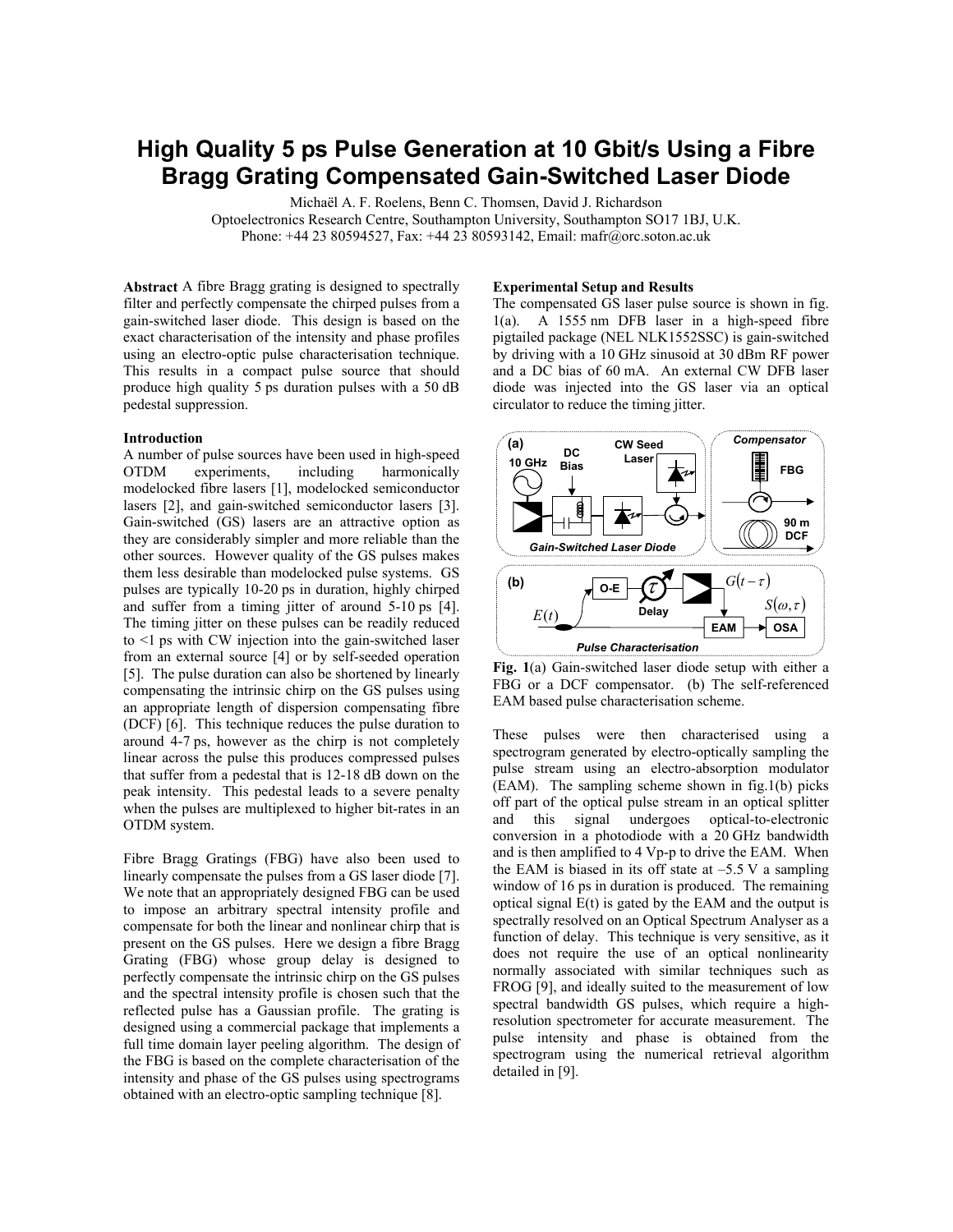# High Quality 5 ps Pulse Generation at 10 Gbit/s Using a Fibre Bragg Grating Compensated Gain-Switched Laser Diode

Michaël A. F. Roelens, Benn C. Thomsen, David J. Richardson
Optoelectronics Research Centre, Southampton University, Southampton SO17 1BJ, U.K.
Phone: +44 23 80594527, Fax: +44 23 80593142, Email: mafr@orc.soton.ac.uk

**Abstract** A fibre Bragg grating is designed to spectrally filter and perfectly compensate the chirped pulses from a gain-switched laser diode. This design is based on the exact characterisation of the intensity and phase profiles using an electro-optic pulse characterisation technique. This results in a compact pulse source that should produce high quality 5 ps duration pulses with a 50 dB pedestal suppression.

**Introduction**

A number of pulse sources have been used in high-speed OTDM experiments, including harmonically modelocked fibre lasers [1], modelocked semiconductor lasers [2], and gain-switched semiconductor lasers [3]. Gain-switched (GS) lasers are an attractive option as they are considerably simpler and more reliable than the other sources. However quality of the GS pulses makes them less desirable than modelocked pulse systems. GS pulses are typically 10-20 ps in duration, highly chirped and suffer from a timing jitter of around 5-10 ps [4]. The timing jitter on these pulses can be readily reduced to <1 ps with CW injection into the gain-switched laser from an external source [4] or by self-seeded operation [5]. The pulse duration can also be shortened by linearly compensating the intrinsic chirp on the GS pulses using an appropriate length of dispersion compensating fibre (DCF) [6]. This technique reduces the pulse duration to around 4-7 ps, however as the chirp is not completely linear across the pulse this produces compressed pulses that suffer from a pedestal that is 12-18 dB down on the peak intensity. This pedestal leads to a severe penalty when the pulses are multiplexed to higher bit-rates in an OTDM system.

Fibre Bragg Gratings (FBG) have also been used to linearly compensate the pulses from a GS laser diode [7]. We note that an appropriately designed FBG can be used to impose an arbitrary spectral intensity profile and compensate for both the linear and nonlinear chirp that is present on the GS pulses. Here we design a fibre Bragg Grating (FBG) whose group delay is designed to perfectly compensate the intrinsic chirp on the GS pulses and the spectral intensity profile is chosen such that the reflected pulse has a Gaussian profile. The grating is designed using a commercial package that implements a full time domain layer peeling algorithm. The design of the FBG is based on the complete characterisation of the intensity and phase of the GS pulses using spectrograms obtained with an electro-optic sampling technique [8].

**Experimental Setup and Results**

The compensated GS laser pulse source is shown in fig. 1(a). A 1555 nm DFB laser in a high-speed fibre pigtailed package (NEL NLK1552SSC) is gain-switched by driving with a 10 GHz sinusoid at 30 dBm RF power and a DC bias of 60 mA. An external CW DFB laser diode was injected into the GS laser via an optical circulator to reduce the timing jitter.

**Fig. 1**(a) Gain-switched laser diode setup with either a FBG or a DCF compensator. (b) The self-referenced EAM based pulse characterisation scheme.

These pulses were then characterised using a spectrogram generated by electro-optically sampling the pulse stream using an electro-absorption modulator (EAM). The sampling scheme shown in fig.1(b) picks off part of the optical pulse stream in an optical splitter and this signal undergoes optical-to-electronic conversion in a photodiode with a 20 GHz bandwidth and is then amplified to 4 Vp-p to drive the EAM. When the EAM is biased in its off state at –5.5 V a sampling window of 16 ps in duration is produced. The remaining optical signal $E(t)$ is gated by the EAM and the output is spectrally resolved on an Optical Spectrum Analyser as a function of delay. This technique is very sensitive, as it does not require the use of an optical nonlinearity normally associated with similar techniques such as FROG [9], and ideally suited to the measurement of low spectral bandwidth GS pulses, which require a high-resolution spectrometer for accurate measurement. The pulse intensity and phase is obtained from the spectrogram using the numerical retrieval algorithm detailed in [9].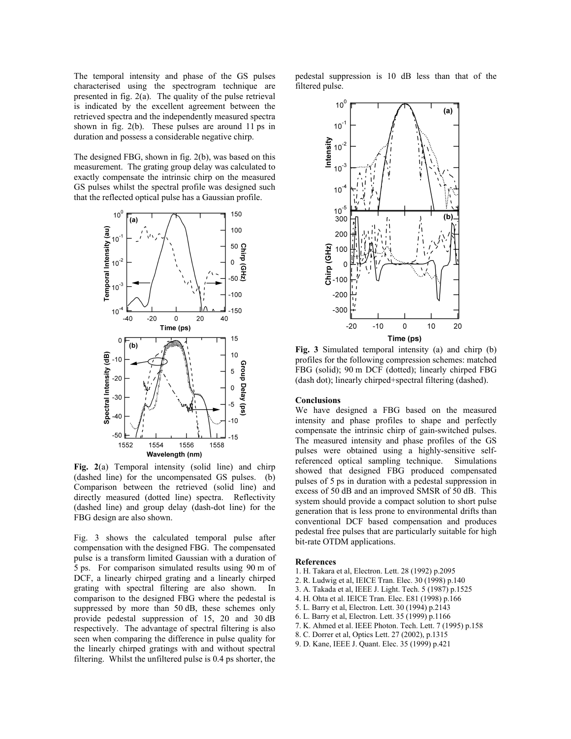The temporal intensity and phase of the GS pulses characterised using the spectrogram technique are presented in fig. 2(a). The quality of the pulse retrieval is indicated by the excellent agreement between the retrieved spectra and the independently measured spectra shown in fig. 2(b). These pulses are around 11 ps in duration and possess a considerable negative chirp.

The designed FBG, shown in fig. 2(b), was based on this measurement. The grating group delay was calculated to exactly compensate the intrinsic chirp on the measured GS pulses whilst the spectral profile was designed such that the reflected optical pulse has a Gaussian profile.

(a)
Temporal Intensity (au)
$10^0$
$10^{-1}$
$10^{-2}$
$10^{-3}$
$10^{-4}$
Chirp (GHz)
150
100
50
0
-50
-100
-150
Time (ps)
-40 -20 0 20 40

(b)
Spectral Intensity (dB)
0
-10
-20
-30
-40
-50
Group Delay (ps)
15
10
5
0
-5
-10
-15
Wavelength (nm)
1552 1554 1556 1558

**Fig. 2**(a) Temporal intensity (solid line) and chirp (dashed line) for the uncompensated GS pulses. (b) Comparison between the retrieved (solid line) and directly measured (dotted line) spectra. Reflectivity (dashed line) and group delay (dash-dot line) for the FBG design are also shown.

Fig. 3 shows the calculated temporal pulse after compensation with the designed FBG. The compensated pulse is a transform limited Gaussian with a duration of 5 ps. For comparison simulated results using 90 m of DCF, a linearly chirped grating and a linearly chirped grating with spectral filtering are also shown. In comparison to the designed FBG where the pedestal is suppressed by more than 50 dB, these schemes only provide pedestal suppression of 15, 20 and 30 dB respectively. The advantage of spectral filtering is also seen when comparing the difference in pulse quality for the linearly chirped gratings with and without spectral filtering. Whilst the unfiltered pulse is 0.4 ps shorter, the pedestal suppression is 10 dB less than that of the filtered pulse.

(a)
Intensity
$10^0$
$10^{-1}$
$10^{-2}$
$10^{-3}$
$10^{-4}$
$10^{-5}$

(b)
Chirp (GHz)
300
200
100
0
-100
-200
-300
Time (ps)
-20 -10 0 10 20

**Fig. 3** Simulated temporal intensity (a) and chirp (b) profiles for the following compression schemes: matched FBG (solid); 90 m DCF (dotted); linearly chirped FBG (dash dot); linearly chirped+spectral filtering (dashed).

## Conclusions

We have designed a FBG based on the measured intensity and phase profiles to shape and perfectly compensate the intrinsic chirp of gain-switched pulses. The measured intensity and phase profiles of the GS pulses were obtained using a highly-sensitive self-referenced optical sampling technique. Simulations showed that designed FBG produced compensated pulses of 5 ps in duration with a pedestal suppression in excess of 50 dB and an improved SMSR of 50 dB. This system should provide a compact solution to short pulse generation that is less prone to environmental drifts than conventional DCF based compensation and produces pedestal free pulses that are particularly suitable for high bit-rate OTDM applications.

## References

1. H. Takara et al, Electron. Lett. 28 (1992) p.2095
2. R. Ludwig et al, IEICE Tran. Elec. 30 (1998) p.140
3. A. Takada et al, IEEE J. Light. Tech. 5 (1987) p.1525
4. H. Ohta et al. IEICE Tran. Elec. E81 (1998) p.166
5. L. Barry et al, Electron. Lett. 30 (1994) p.2143
6. L. Barry et al, Electron. Lett. 35 (1999) p.1166
7. K. Ahmed et al. IEEE Photon. Tech. Lett. 7 (1995) p.158
8. C. Dorrer et al, Optics Lett. 27 (2002), p.1315
9. D. Kane, IEEE J. Quant. Elec. 35 (1999) p.421